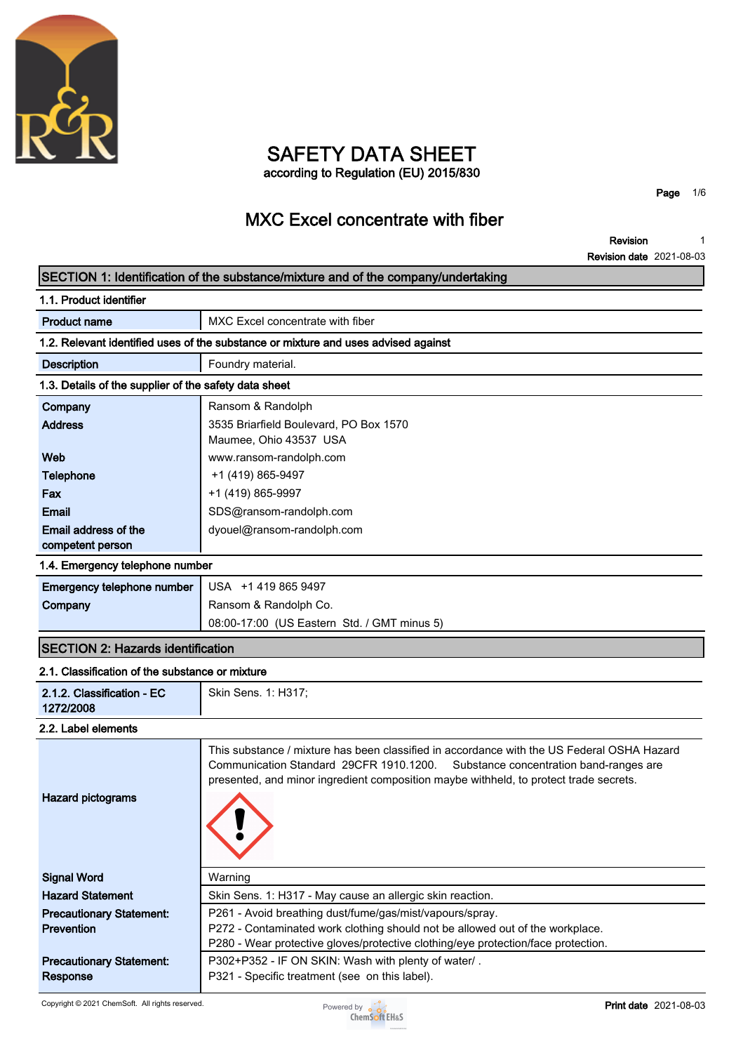# SAFETY DATA SHEET

according to Regulation (EU) 2015/830

## MXC Excel concentrate with fiber

| | |
|---|---|
| **Revision** | 1 |
| **Revision date** | 2021-08-03 |

## SECTION 1: Identification of the substance/mixture and of the company/undertaking

### 1.1. Product identifier

| | |
|---|---|
| **Product name** | MXC Excel concentrate with fiber |

### 1.2. Relevant identified uses of the substance or mixture and uses advised against

| | |
|---|---|
| **Description** | Foundry material. |

### 1.3. Details of the supplier of the safety data sheet

| | |
|---|---|
| **Company** | Ransom & Randolph |
| **Address** | 3535 Briarfield Boulevard, PO Box 1570<br>Maumee, Ohio 43537 USA |
| **Web** | www.ransom-randolph.com |
| **Telephone** | +1 (419) 865-9497 |
| **Fax** | +1 (419) 865-9997 |
| **Email** | SDS@ransom-randolph.com |
| **Email address of the competent person** | dyouel@ransom-randolph.com |

### 1.4. Emergency telephone number

| | |
|---|---|
| **Emergency telephone number** | USA +1 419 865 9497 |
| **Company** | Ransom & Randolph Co.<br>08:00-17:00 (US Eastern Std. / GMT minus 5) |

## SECTION 2: Hazards identification

### 2.1. Classification of the substance or mixture

| | |
|---|---|
| **2.1.2. Classification - EC 1272/2008** | Skin Sens. 1: H317; |

### 2.2. Label elements

| | |
|---|---|
| **Hazard pictograms** | This substance / mixture has been classified in accordance with the US Federal OSHA Hazard Communication Standard 29CFR 1910.1200. Substance concentration band-ranges are presented, and minor ingredient composition maybe withheld, to protect trade secrets. |
| **Signal Word** | Warning |
| **Hazard Statement** | Skin Sens. 1: H317 - May cause an allergic skin reaction. |
| **Precautionary Statement: Prevention** | P261 - Avoid breathing dust/fume/gas/mist/vapours/spray.<br>P272 - Contaminated work clothing should not be allowed out of the workplace.<br>P280 - Wear protective gloves/protective clothing/eye protection/face protection. |
| **Precautionary Statement: Response** | P302+P352 - IF ON SKIN: Wash with plenty of water/ .<br>P321 - Specific treatment (see on this label). |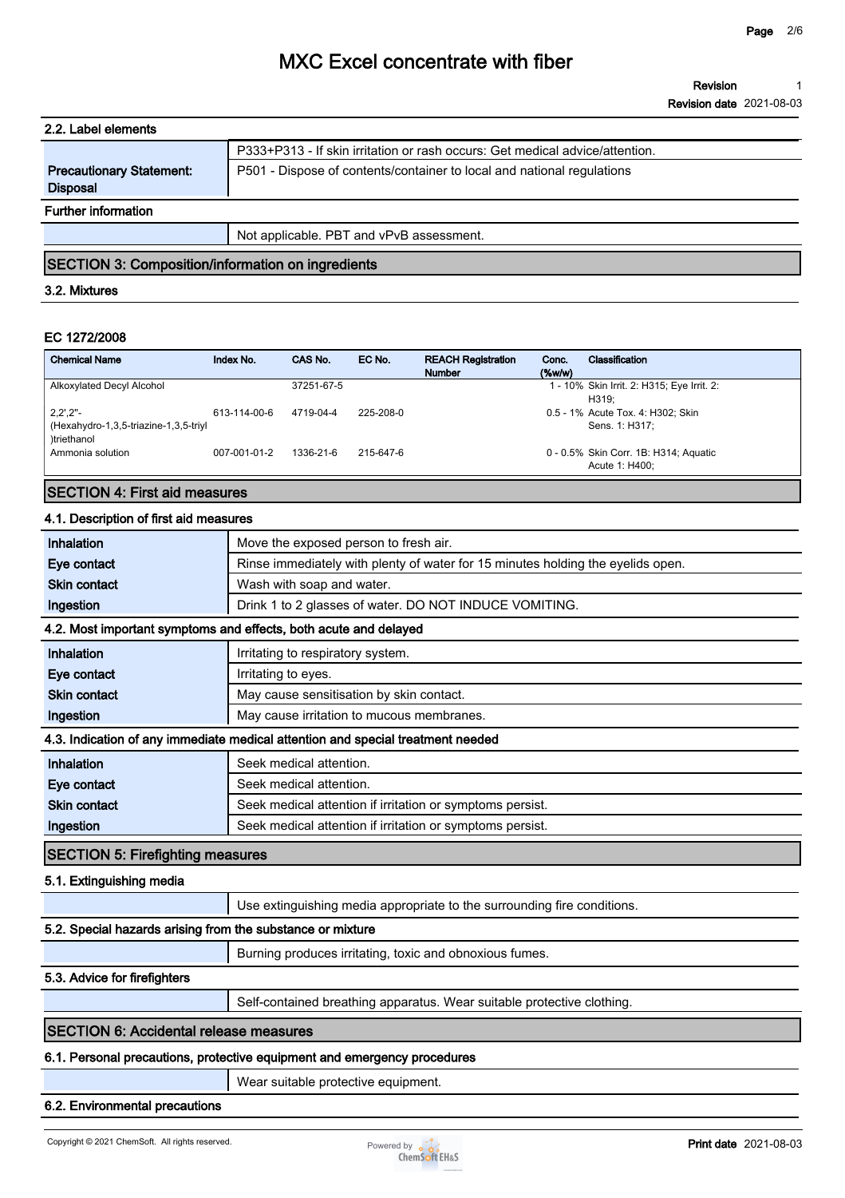### 2.2. Label elements

| | |
|---|---|
| | P333+P313 - If skin irritation or rash occurs: Get medical advice/attention. |
| **Precautionary Statement: Disposal** | P501 - Dispose of contents/container to local and national regulations |

**Further information**

| | |
|---|---|
| | Not applicable. PBT and vPvB assessment. |

## SECTION 3: Composition/information on ingredients

### 3.2. Mixtures

**EC 1272/2008**

| Chemical Name | Index No. | CAS No. | EC No. | REACH Registration Number | Conc. (%w/w) | Classification |
|---|---|---|---|---|---|---|
| Alkoxylated Decyl Alcohol | | 37251-67-5 | | | 1 - 10% | Skin Irrit. 2: H315; Eye Irrit. 2: H319; |
| 2,2',2"-(Hexahydro-1,3,5-triazine-1,3,5-triyl)triethanol | 613-114-00-6 | 4719-04-4 | 225-208-0 | | 0.5 - 1% | Acute Tox. 4: H302; Skin Sens. 1: H317; |
| Ammonia solution | 007-001-01-2 | 1336-21-6 | 215-647-6 | | 0 - 0.5% | Skin Corr. 1B: H314; Aquatic Acute 1: H400; |

## SECTION 4: First aid measures

### 4.1. Description of first aid measures

| | |
|---|---|
| **Inhalation** | Move the exposed person to fresh air. |
| **Eye contact** | Rinse immediately with plenty of water for 15 minutes holding the eyelids open. |
| **Skin contact** | Wash with soap and water. |
| **Ingestion** | Drink 1 to 2 glasses of water. DO NOT INDUCE VOMITING. |

### 4.2. Most important symptoms and effects, both acute and delayed

| | |
|---|---|
| **Inhalation** | Irritating to respiratory system. |
| **Eye contact** | Irritating to eyes. |
| **Skin contact** | May cause sensitisation by skin contact. |
| **Ingestion** | May cause irritation to mucous membranes. |

### 4.3. Indication of any immediate medical attention and special treatment needed

| | |
|---|---|
| **Inhalation** | Seek medical attention. |
| **Eye contact** | Seek medical attention. |
| **Skin contact** | Seek medical attention if irritation or symptoms persist. |
| **Ingestion** | Seek medical attention if irritation or symptoms persist. |

## SECTION 5: Firefighting measures

### 5.1. Extinguishing media

| | |
|---|---|
| | Use extinguishing media appropriate to the surrounding fire conditions. |

### 5.2. Special hazards arising from the substance or mixture

| | |
|---|---|
| | Burning produces irritating, toxic and obnoxious fumes. |

### 5.3. Advice for firefighters

| | |
|---|---|
| | Self-contained breathing apparatus. Wear suitable protective clothing. |

## SECTION 6: Accidental release measures

### 6.1. Personal precautions, protective equipment and emergency procedures

| | |
|---|---|
| | Wear suitable protective equipment. |

### 6.2. Environmental precautions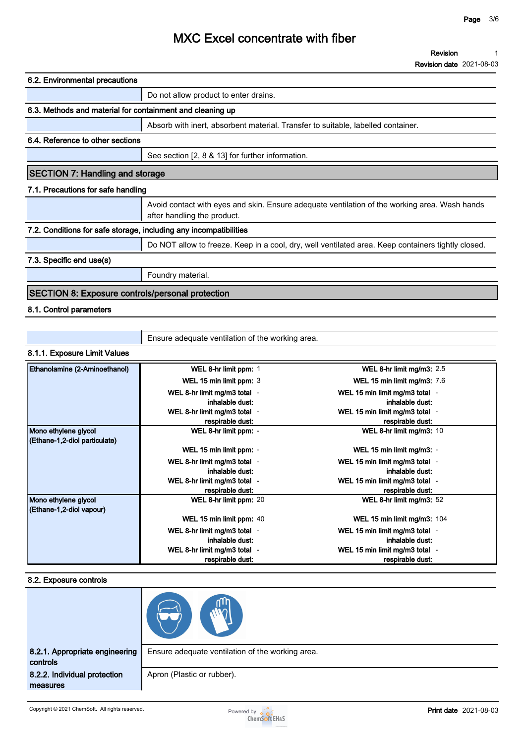### 6.2. Environmental precautions

Do not allow product to enter drains.

### 6.3. Methods and material for containment and cleaning up

Absorb with inert, absorbent material. Transfer to suitable, labelled container.

### 6.4. Reference to other sections

See section [2, 8 & 13] for further information.

## SECTION 7: Handling and storage

### 7.1. Precautions for safe handling

Avoid contact with eyes and skin. Ensure adequate ventilation of the working area. Wash hands after handling the product.

### 7.2. Conditions for safe storage, including any incompatibilities

Do NOT allow to freeze. Keep in a cool, dry, well ventilated area. Keep containers tightly closed.

### 7.3. Specific end use(s)

Foundry material.

## SECTION 8: Exposure controls/personal protection

### 8.1. Control parameters

Ensure adequate ventilation of the working area.

### 8.1.1. Exposure Limit Values

| Substance | | |
|---|---|---|
| **Ethanolamine (2-Aminoethanol)** | **WEL 8-hr limit ppm:** 1 | **WEL 8-hr limit mg/m3:** 2.5 |
| | **WEL 15 min limit ppm:** 3 | **WEL 15 min limit mg/m3:** 7.6 |
| | **WEL 8-hr limit mg/m3 total inhalable dust:** - | **WEL 15 min limit mg/m3 total inhalable dust:** - |
| | **WEL 8-hr limit mg/m3 total respirable dust:** - | **WEL 15 min limit mg/m3 total respirable dust:** - |
| **Mono ethylene glycol (Ethane-1,2-diol particulate)** | **WEL 8-hr limit ppm:** - | **WEL 8-hr limit mg/m3:** 10 |
| | **WEL 15 min limit ppm:** - | **WEL 15 min limit mg/m3:** - |
| | **WEL 8-hr limit mg/m3 total inhalable dust:** - | **WEL 15 min limit mg/m3 total inhalable dust:** - |
| | **WEL 8-hr limit mg/m3 total respirable dust:** - | **WEL 15 min limit mg/m3 total respirable dust:** - |
| **Mono ethylene glycol (Ethane-1,2-diol vapour)** | **WEL 8-hr limit ppm:** 20 | **WEL 8-hr limit mg/m3:** 52 |
| | **WEL 15 min limit ppm:** 40 | **WEL 15 min limit mg/m3:** 104 |
| | **WEL 8-hr limit mg/m3 total inhalable dust:** - | **WEL 15 min limit mg/m3 total inhalable dust:** - |
| | **WEL 8-hr limit mg/m3 total respirable dust:** - | **WEL 15 min limit mg/m3 total respirable dust:** - |

### 8.2. Exposure controls

**8.2.1. Appropriate engineering controls**

Ensure adequate ventilation of the working area.

**8.2.2. Individual protection measures**

Apron (Plastic or rubber).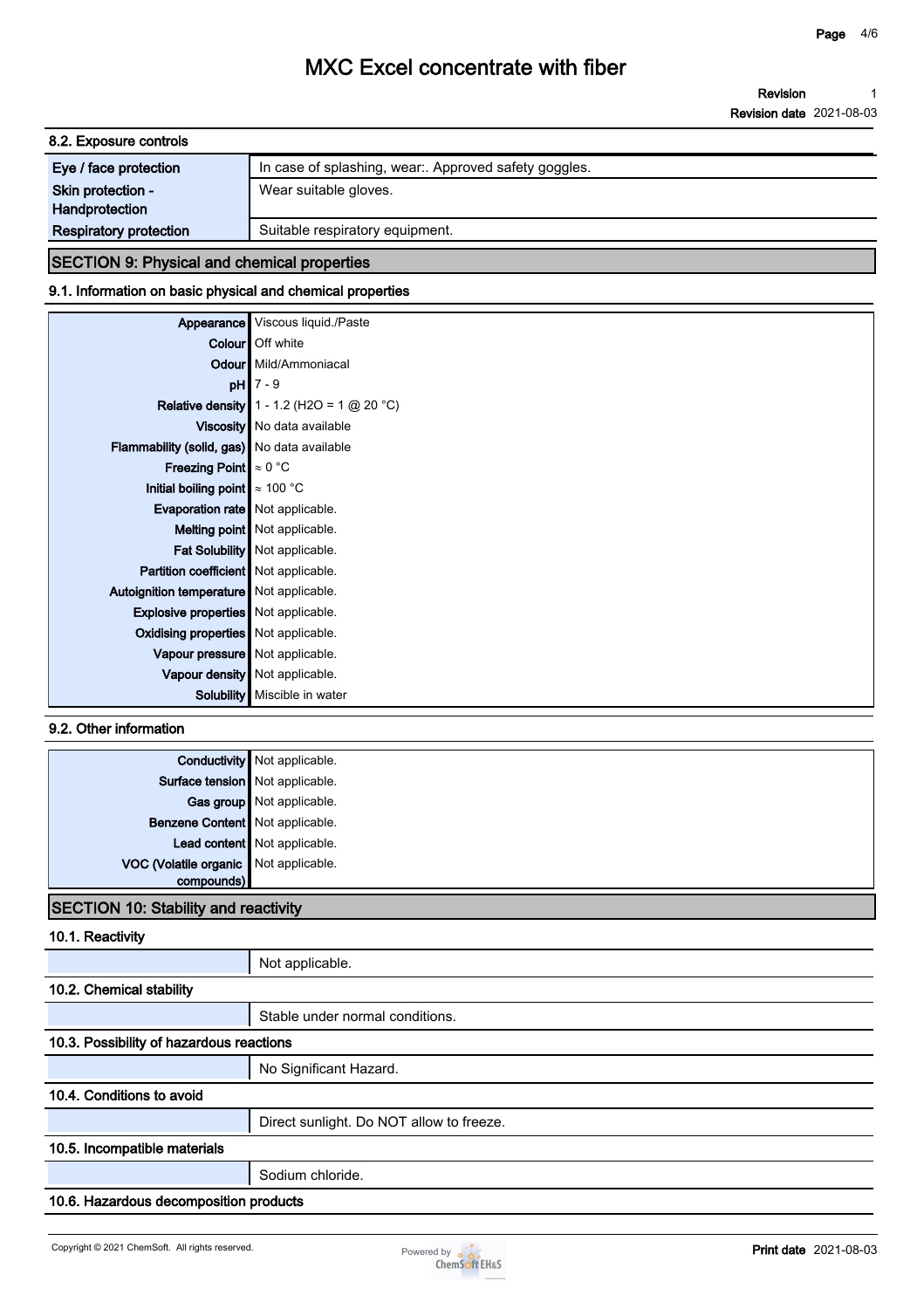### 8.2. Exposure controls

| | |
|---|---|
| Eye / face protection | In case of splashing, wear:. Approved safety goggles. |
| Skin protection - Handprotection | Wear suitable gloves. |
| Respiratory protection | Suitable respiratory equipment. |

## SECTION 9: Physical and chemical properties

### 9.1. Information on basic physical and chemical properties

| | |
|---|---|
| Appearance | Viscous liquid./Paste |
| Colour | Off white |
| Odour | Mild/Ammoniacal |
| pH | 7 - 9 |
| Relative density | 1 - 1.2 ($H_2O$ = 1 @ 20 °C) |
| Viscosity | No data available |
| Flammability (solid, gas) | No data available |
| Freezing Point | ≈ 0 °C |
| Initial boiling point | ≈ 100 °C |
| Evaporation rate | Not applicable. |
| Melting point | Not applicable. |
| Fat Solubility | Not applicable. |
| Partition coefficient | Not applicable. |
| Autoignition temperature | Not applicable. |
| Explosive properties | Not applicable. |
| Oxidising properties | Not applicable. |
| Vapour pressure | Not applicable. |
| Vapour density | Not applicable. |
| Solubility | Miscible in water |

### 9.2. Other information

| | |
|---|---|
| Conductivity | Not applicable. |
| Surface tension | Not applicable. |
| Gas group | Not applicable. |
| Benzene Content | Not applicable. |
| Lead content | Not applicable. |
| VOC (Volatile organic compounds) | Not applicable. |

## SECTION 10: Stability and reactivity

### 10.1. Reactivity

Not applicable.

### 10.2. Chemical stability

Stable under normal conditions.

### 10.3. Possibility of hazardous reactions

No Significant Hazard.

### 10.4. Conditions to avoid

Direct sunlight. Do NOT allow to freeze.

### 10.5. Incompatible materials

Sodium chloride.

### 10.6. Hazardous decomposition products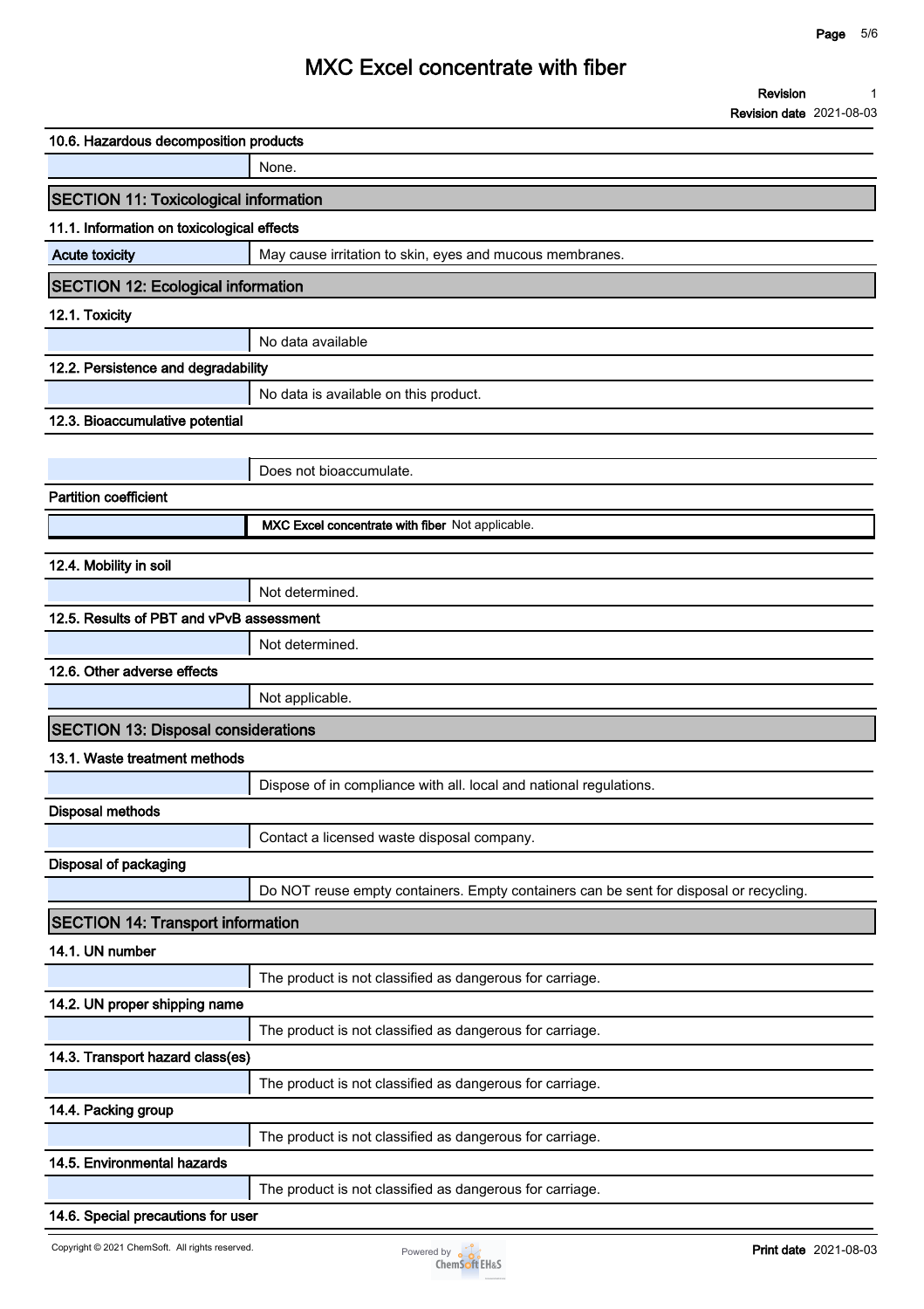### 10.6. Hazardous decomposition products

| | |
|---|---|
| | None. |

## SECTION 11: Toxicological information

### 11.1. Information on toxicological effects

| | |
|---|---|
| Acute toxicity | May cause irritation to skin, eyes and mucous membranes. |

## SECTION 12: Ecological information

### 12.1. Toxicity

| | |
|---|---|
| | No data available |

### 12.2. Persistence and degradability

| | |
|---|---|
| | No data is available on this product. |

### 12.3. Bioaccumulative potential

| | |
|---|---|
| | Does not bioaccumulate. |

**Partition coefficient**

| | |
|---|---|
| | **MXC Excel concentrate with fiber** Not applicable. |

### 12.4. Mobility in soil

| | |
|---|---|
| | Not determined. |

### 12.5. Results of PBT and vPvB assessment

| | |
|---|---|
| | Not determined. |

### 12.6. Other adverse effects

| | |
|---|---|
| | Not applicable. |

## SECTION 13: Disposal considerations

### 13.1. Waste treatment methods

| | |
|---|---|
| | Dispose of in compliance with all. local and national regulations. |

**Disposal methods**

| | |
|---|---|
| | Contact a licensed waste disposal company. |

**Disposal of packaging**

| | |
|---|---|
| | Do NOT reuse empty containers. Empty containers can be sent for disposal or recycling. |

## SECTION 14: Transport information

### 14.1. UN number

| | |
|---|---|
| | The product is not classified as dangerous for carriage. |

### 14.2. UN proper shipping name

| | |
|---|---|
| | The product is not classified as dangerous for carriage. |

### 14.3. Transport hazard class(es)

| | |
|---|---|
| | The product is not classified as dangerous for carriage. |

### 14.4. Packing group

| | |
|---|---|
| | The product is not classified as dangerous for carriage. |

### 14.5. Environmental hazards

| | |
|---|---|
| | The product is not classified as dangerous for carriage. |

### 14.6. Special precautions for user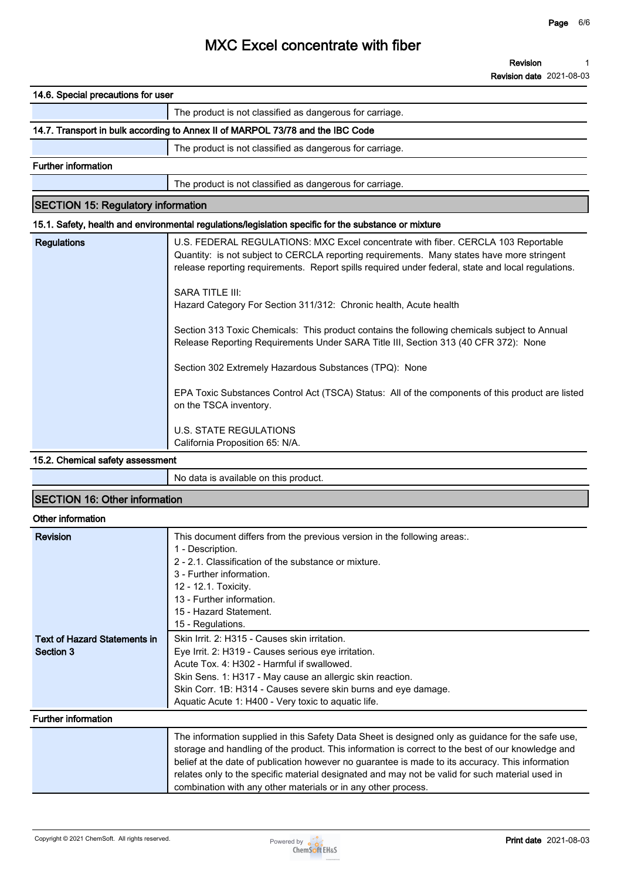### 14.6. Special precautions for user

| | |
|---|---|
| | The product is not classified as dangerous for carriage. |

### 14.7. Transport in bulk according to Annex II of MARPOL 73/78 and the IBC Code

| | |
|---|---|
| | The product is not classified as dangerous for carriage. |

### Further information

| | |
|---|---|
| | The product is not classified as dangerous for carriage. |

## SECTION 15: Regulatory information

### 15.1. Safety, health and environmental regulations/legislation specific for the substance or mixture

| | |
|---|---|
| **Regulations** | U.S. FEDERAL REGULATIONS: MXC Excel concentrate with fiber. CERCLA 103 Reportable Quantity: is not subject to CERCLA reporting requirements. Many states have more stringent release reporting requirements. Report spills required under federal, state and local regulations.<br><br>SARA TITLE III:<br>Hazard Category For Section 311/312: Chronic health, Acute health<br><br>Section 313 Toxic Chemicals: This product contains the following chemicals subject to Annual Release Reporting Requirements Under SARA Title III, Section 313 (40 CFR 372): None<br><br>Section 302 Extremely Hazardous Substances (TPQ): None<br><br>EPA Toxic Substances Control Act (TSCA) Status: All of the components of this product are listed on the TSCA inventory.<br><br>U.S. STATE REGULATIONS<br>California Proposition 65: N/A. |

### 15.2. Chemical safety assessment

| | |
|---|---|
| | No data is available on this product. |

## SECTION 16: Other information

### Other information

| | |
|---|---|
| **Revision** | This document differs from the previous version in the following areas:.<br>1 - Description.<br>2 - 2.1. Classification of the substance or mixture.<br>3 - Further information.<br>12 - 12.1. Toxicity.<br>13 - Further information.<br>15 - Hazard Statement.<br>15 - Regulations. |
| **Text of Hazard Statements in Section 3** | Skin Irrit. 2: H315 - Causes skin irritation.<br>Eye Irrit. 2: H319 - Causes serious eye irritation.<br>Acute Tox. 4: H302 - Harmful if swallowed.<br>Skin Sens. 1: H317 - May cause an allergic skin reaction.<br>Skin Corr. 1B: H314 - Causes severe skin burns and eye damage.<br>Aquatic Acute 1: H400 - Very toxic to aquatic life. |

### Further information

| | |
|---|---|
| | The information supplied in this Safety Data Sheet is designed only as guidance for the safe use, storage and handling of the product. This information is correct to the best of our knowledge and belief at the date of publication however no guarantee is made to its accuracy. This information relates only to the specific material designated and may not be valid for such material used in combination with any other materials or in any other process. |